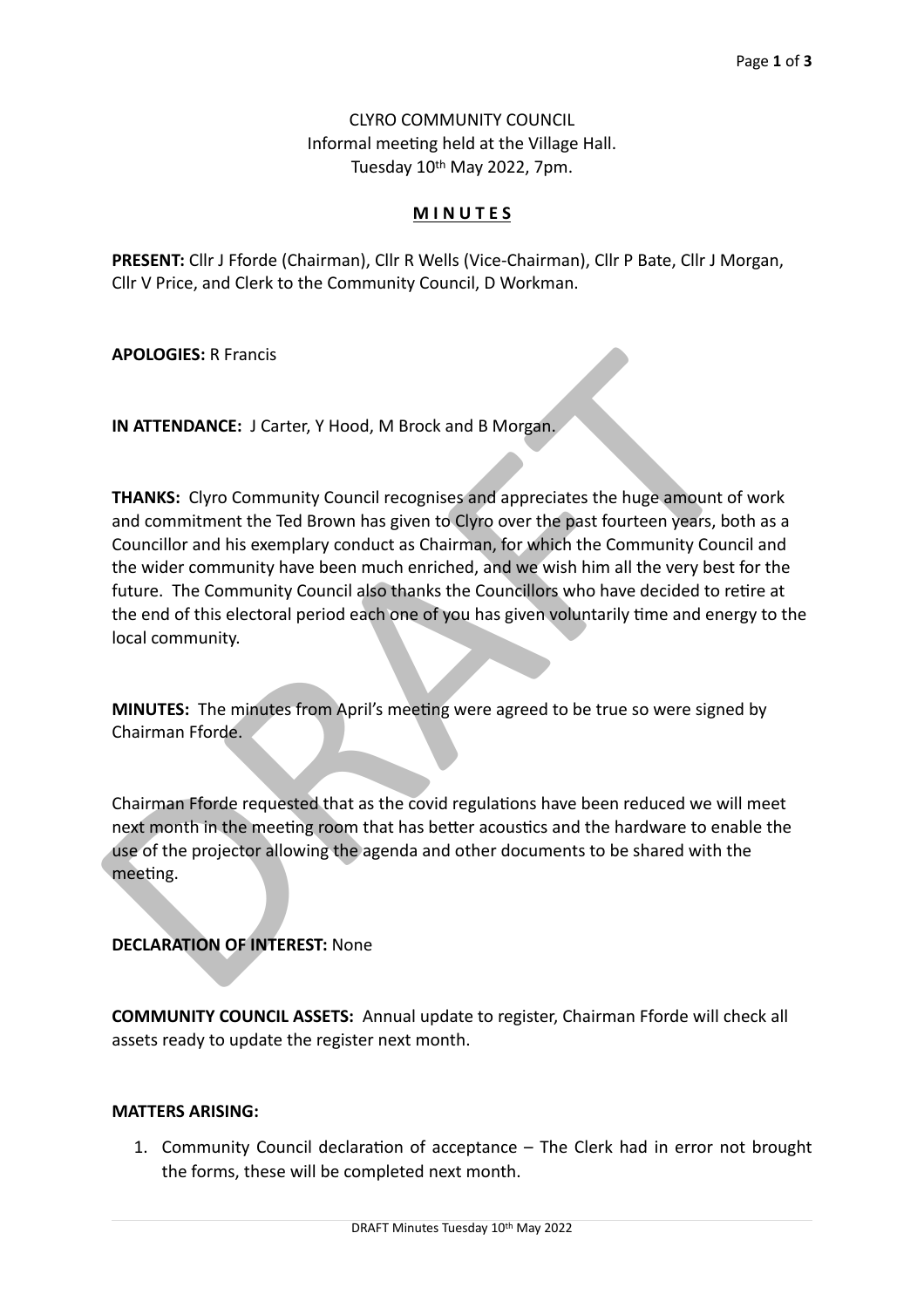CLYRO COMMUNITY COUNCIL
Informal meeting held at the Village Hall.
Tuesday 10th May 2022, 7pm.

**MINUTES**

**PRESENT:** Cllr J Fforde (Chairman), Cllr R Wells (Vice-Chairman), Cllr P Bate, Cllr J Morgan, Cllr V Price, and Clerk to the Community Council, D Workman.

**APOLOGIES:** R Francis

**IN ATTENDANCE:** J Carter, Y Hood, M Brock and B Morgan.

**THANKS:** Clyro Community Council recognises and appreciates the huge amount of work and commitment the Ted Brown has given to Clyro over the past fourteen years, both as a Councillor and his exemplary conduct as Chairman, for which the Community Council and the wider community have been much enriched, and we wish him all the very best for the future. The Community Council also thanks the Councillors who have decided to retire at the end of this electoral period each one of you has given voluntarily time and energy to the local community.

**MINUTES:** The minutes from April's meeting were agreed to be true so were signed by Chairman Fforde.

Chairman Fforde requested that as the covid regulations have been reduced we will meet next month in the meeting room that has better acoustics and the hardware to enable the use of the projector allowing the agenda and other documents to be shared with the meeting.

**DECLARATION OF INTEREST:** None

**COMMUNITY COUNCIL ASSETS:** Annual update to register, Chairman Fforde will check all assets ready to update the register next month.

**MATTERS ARISING:**

1. Community Council declaration of acceptance – The Clerk had in error not brought the forms, these will be completed next month.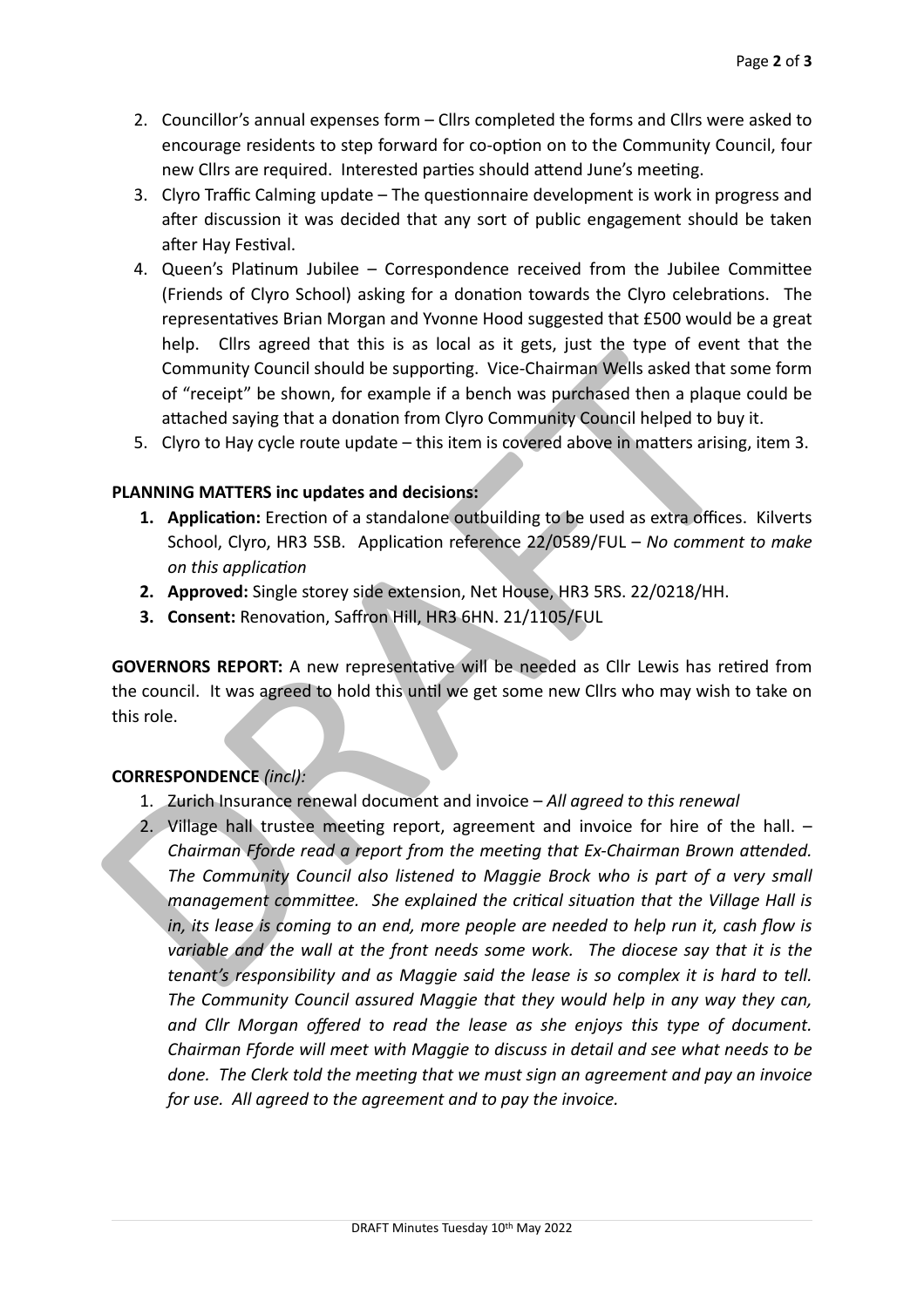2. Councillor's annual expenses form – Cllrs completed the forms and Cllrs were asked to encourage residents to step forward for co-option on to the Community Council, four new Cllrs are required. Interested parties should attend June's meeting.
3. Clyro Traffic Calming update – The questionnaire development is work in progress and after discussion it was decided that any sort of public engagement should be taken after Hay Festival.
4. Queen's Platinum Jubilee – Correspondence received from the Jubilee Committee (Friends of Clyro School) asking for a donation towards the Clyro celebrations. The representatives Brian Morgan and Yvonne Hood suggested that £500 would be a great help. Cllrs agreed that this is as local as it gets, just the type of event that the Community Council should be supporting. Vice-Chairman Wells asked that some form of "receipt" be shown, for example if a bench was purchased then a plaque could be attached saying that a donation from Clyro Community Council helped to buy it.
5. Clyro to Hay cycle route update – this item is covered above in matters arising, item 3.

**PLANNING MATTERS inc updates and decisions:**

1. **Application:** Erection of a standalone outbuilding to be used as extra offices. Kilverts School, Clyro, HR3 5SB. Application reference 22/0589/FUL – *No comment to make on this application*
2. **Approved:** Single storey side extension, Net House, HR3 5RS. 22/0218/HH.
3. **Consent:** Renovation, Saffron Hill, HR3 6HN. 21/1105/FUL

**GOVERNORS REPORT:** A new representative will be needed as Cllr Lewis has retired from the council. It was agreed to hold this until we get some new Cllrs who may wish to take on this role.

**CORRESPONDENCE** *(incl):*

1. Zurich Insurance renewal document and invoice – *All agreed to this renewal*
2. Village hall trustee meeting report, agreement and invoice for hire of the hall. – *Chairman Fforde read a report from the meeting that Ex-Chairman Brown attended. The Community Council also listened to Maggie Brock who is part of a very small management committee. She explained the critical situation that the Village Hall is in, its lease is coming to an end, more people are needed to help run it, cash flow is variable and the wall at the front needs some work. The diocese say that it is the tenant's responsibility and as Maggie said the lease is so complex it is hard to tell. The Community Council assured Maggie that they would help in any way they can, and Cllr Morgan offered to read the lease as she enjoys this type of document. Chairman Fforde will meet with Maggie to discuss in detail and see what needs to be done. The Clerk told the meeting that we must sign an agreement and pay an invoice for use. All agreed to the agreement and to pay the invoice.*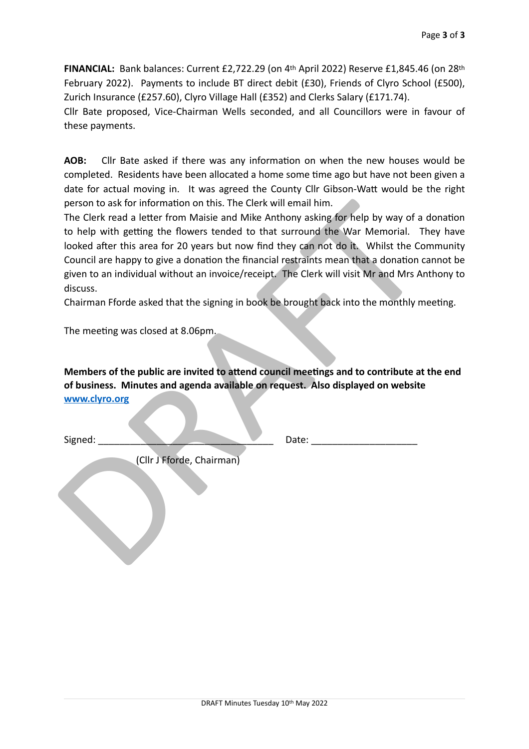**FINANCIAL:** Bank balances: Current £2,722.29 (on 4th April 2022) Reserve £1,845.46 (on 28th February 2022). Payments to include BT direct debit (£30), Friends of Clyro School (£500), Zurich Insurance (£257.60), Clyro Village Hall (£352) and Clerks Salary (£171.74).
Cllr Bate proposed, Vice-Chairman Wells seconded, and all Councillors were in favour of these payments.

**AOB:** Cllr Bate asked if there was any information on when the new houses would be completed. Residents have been allocated a home some time ago but have not been given a date for actual moving in. It was agreed the County Cllr Gibson-Watt would be the right person to ask for information on this. The Clerk will email him.
The Clerk read a letter from Maisie and Mike Anthony asking for help by way of a donation to help with getting the flowers tended to that surround the War Memorial. They have looked after this area for 20 years but now find they can not do it. Whilst the Community Council are happy to give a donation the financial restraints mean that a donation cannot be given to an individual without an invoice/receipt. The Clerk will visit Mr and Mrs Anthony to discuss.
Chairman Fforde asked that the signing in book be brought back into the monthly meeting.

The meeting was closed at 8.06pm.

**Members of the public are invited to attend council meetings and to contribute at the end of business. Minutes and agenda available on request. Also displayed on website [www.clyro.org](www.clyro.org)**

Signed: _________________________________ Date: ____________________

(Cllr J Fforde, Chairman)

DRAFT Minutes Tuesday 10th May 2022